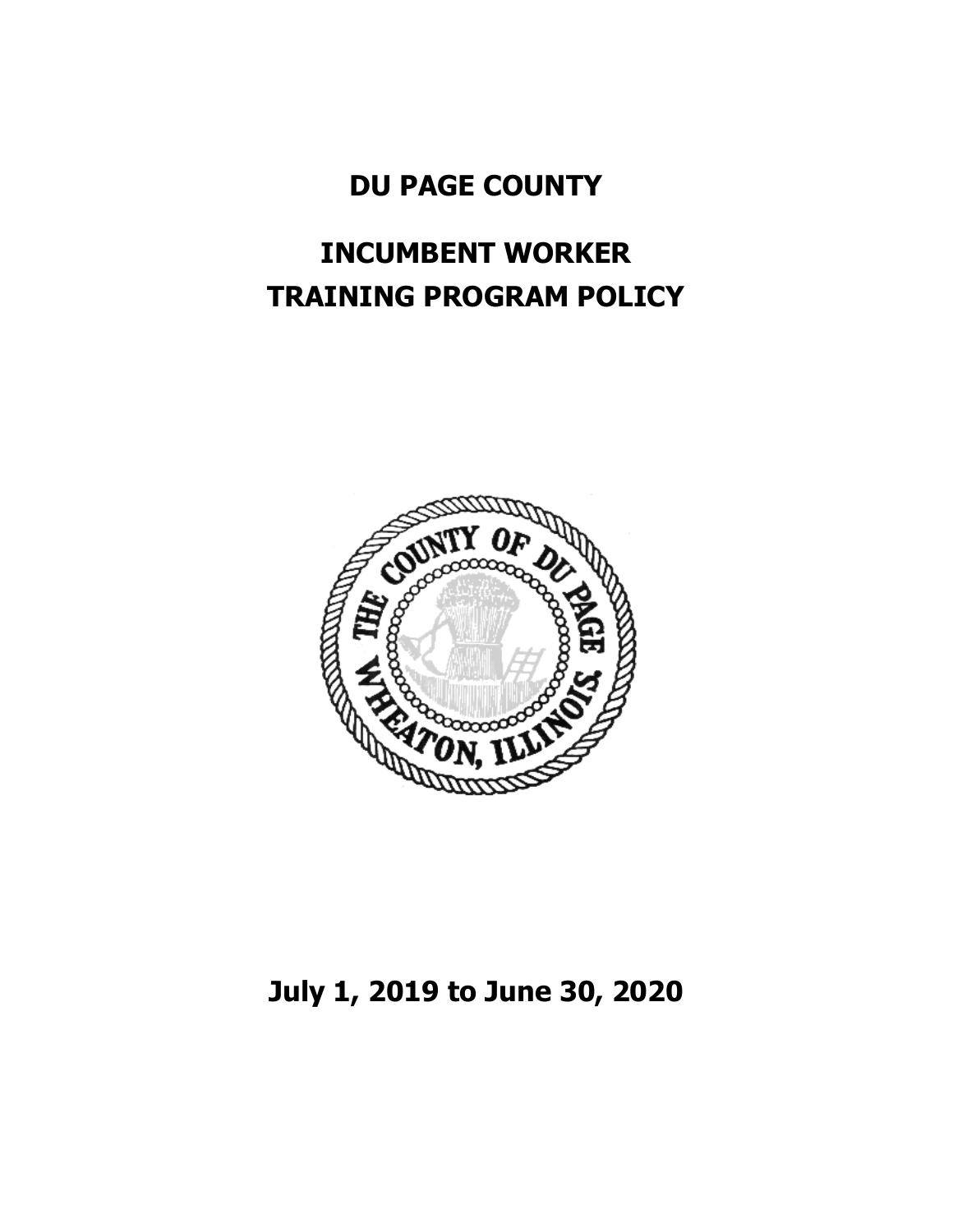# DU PAGE COUNTY

# INCUMBENT WORKER TRAINING PROGRAM POLICY

**July 1, 2019 to June 30, 2020**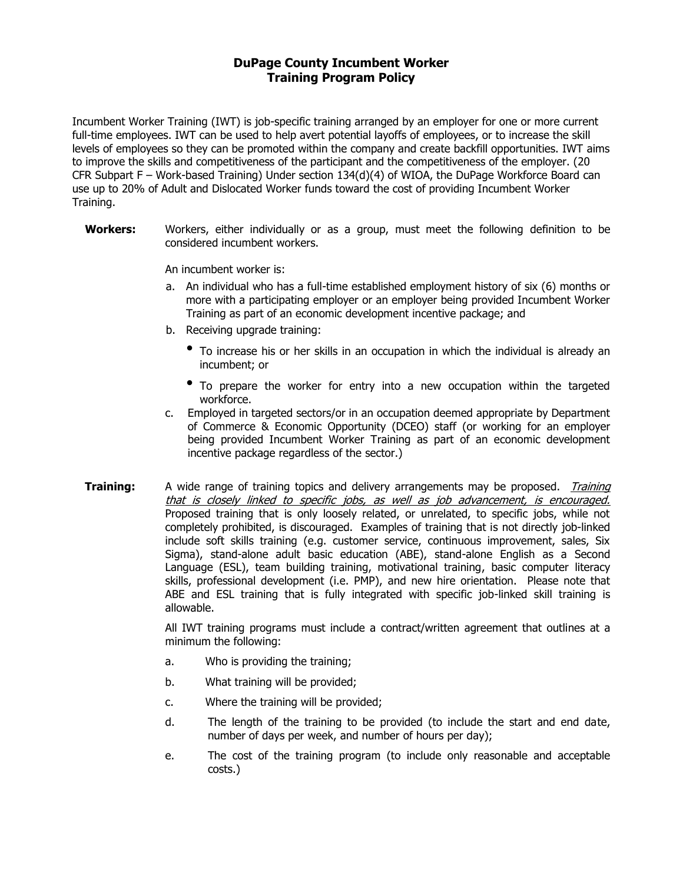# DuPage County Incumbent Worker Training Program Policy

Incumbent Worker Training (IWT) is job-specific training arranged by an employer for one or more current full-time employees. IWT can be used to help avert potential layoffs of employees, or to increase the skill levels of employees so they can be promoted within the company and create backfill opportunities. IWT aims to improve the skills and competitiveness of the participant and the competitiveness of the employer. (20 CFR Subpart F – Work-based Training) Under section 134(d)(4) of WIOA, the DuPage Workforce Board can use up to 20% of Adult and Dislocated Worker funds toward the cost of providing Incumbent Worker Training.

**Workers:** Workers, either individually or as a group, must meet the following definition to be considered incumbent workers.

An incumbent worker is:

a. An individual who has a full-time established employment history of six (6) months or more with a participating employer or an employer being provided Incumbent Worker Training as part of an economic development incentive package; and
b. Receiving upgrade training:
   - To increase his or her skills in an occupation in which the individual is already an incumbent; or
   - To prepare the worker for entry into a new occupation within the targeted workforce.
c. Employed in targeted sectors/or in an occupation deemed appropriate by Department of Commerce & Economic Opportunity (DCEO) staff (or working for an employer being provided Incumbent Worker Training as part of an economic development incentive package regardless of the sector.)

**Training:** A wide range of training topics and delivery arrangements may be proposed. *Training that is closely linked to specific jobs, as well as job advancement, is encouraged.* Proposed training that is only loosely related, or unrelated, to specific jobs, while not completely prohibited, is discouraged. Examples of training that is not directly job-linked include soft skills training (e.g. customer service, continuous improvement, sales, Six Sigma), stand-alone adult basic education (ABE), stand-alone English as a Second Language (ESL), team building training, motivational training, basic computer literacy skills, professional development (i.e. PMP), and new hire orientation. Please note that ABE and ESL training that is fully integrated with specific job-linked skill training is allowable.

All IWT training programs must include a contract/written agreement that outlines at a minimum the following:

a. Who is providing the training;
b. What training will be provided;
c. Where the training will be provided;
d. The length of the training to be provided (to include the start and end date, number of days per week, and number of hours per day);
e. The cost of the training program (to include only reasonable and acceptable costs.)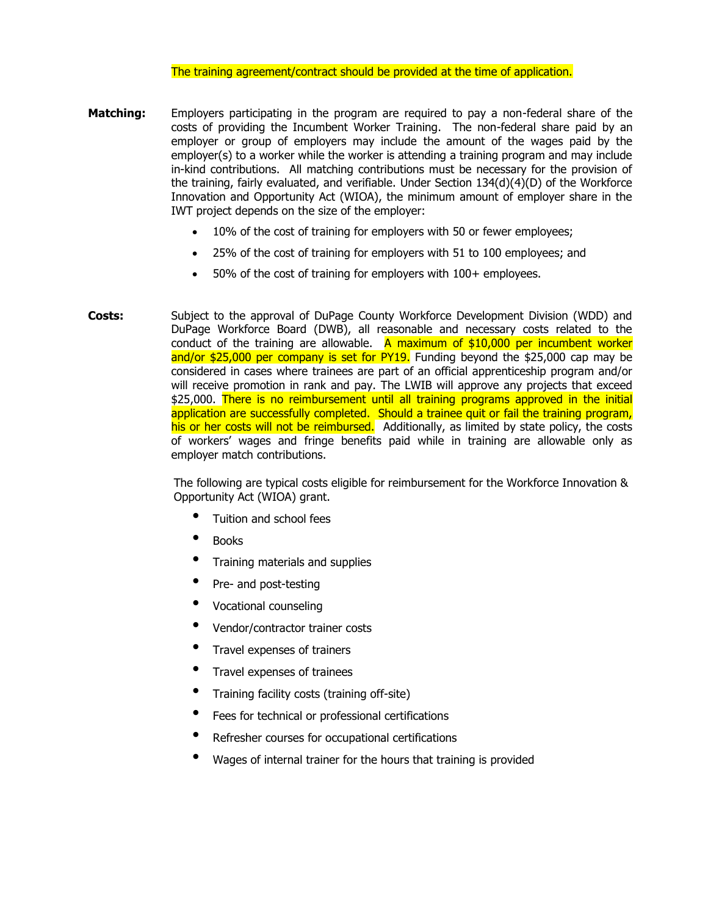The training agreement/contract should be provided at the time of application.

**Matching:** Employers participating in the program are required to pay a non-federal share of the costs of providing the Incumbent Worker Training. The non-federal share paid by an employer or group of employers may include the amount of the wages paid by the employer(s) to a worker while the worker is attending a training program and may include in-kind contributions. All matching contributions must be necessary for the provision of the training, fairly evaluated, and verifiable. Under Section 134(d)(4)(D) of the Workforce Innovation and Opportunity Act (WIOA), the minimum amount of employer share in the IWT project depends on the size of the employer:

- 10% of the cost of training for employers with 50 or fewer employees;
- 25% of the cost of training for employers with 51 to 100 employees; and
- 50% of the cost of training for employers with 100+ employees.

**Costs:** Subject to the approval of DuPage County Workforce Development Division (WDD) and DuPage Workforce Board (DWB), all reasonable and necessary costs related to the conduct of the training are allowable. A maximum of $10,000 per incumbent worker and/or $25,000 per company is set for PY19. Funding beyond the $25,000 cap may be considered in cases where trainees are part of an official apprenticeship program and/or will receive promotion in rank and pay. The LWIB will approve any projects that exceed $25,000. There is no reimbursement until all training programs approved in the initial application are successfully completed. Should a trainee quit or fail the training program, his or her costs will not be reimbursed. Additionally, as limited by state policy, the costs of workers' wages and fringe benefits paid while in training are allowable only as employer match contributions.

The following are typical costs eligible for reimbursement for the Workforce Innovation & Opportunity Act (WIOA) grant.

- Tuition and school fees
- Books
- Training materials and supplies
- Pre- and post-testing
- Vocational counseling
- Vendor/contractor trainer costs
- Travel expenses of trainers
- Travel expenses of trainees
- Training facility costs (training off-site)
- Fees for technical or professional certifications
- Refresher courses for occupational certifications
- Wages of internal trainer for the hours that training is provided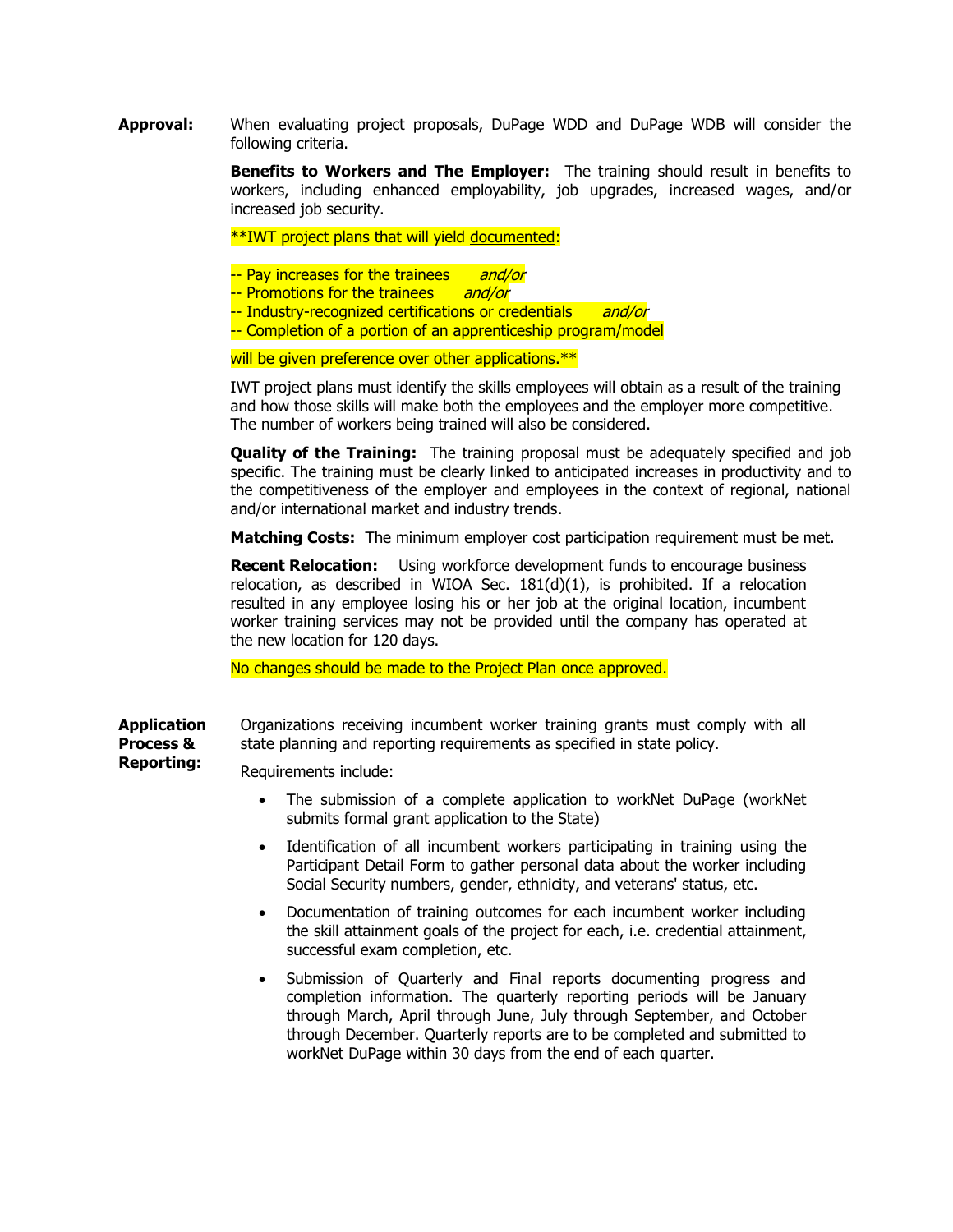**Approval:** When evaluating project proposals, DuPage WDD and DuPage WDB will consider the following criteria.

**Benefits to Workers and The Employer:** The training should result in benefits to workers, including enhanced employability, job upgrades, increased wages, and/or increased job security.

**IWT project plans that will yield documented:

-- Pay increases for the trainees *and/or*
-- Promotions for the trainees *and/or*
-- Industry-recognized certifications or credentials *and/or*
-- Completion of a portion of an apprenticeship program/model

will be given preference over other applications.**

IWT project plans must identify the skills employees will obtain as a result of the training and how those skills will make both the employees and the employer more competitive. The number of workers being trained will also be considered.

**Quality of the Training:** The training proposal must be adequately specified and job specific. The training must be clearly linked to anticipated increases in productivity and to the competitiveness of the employer and employees in the context of regional, national and/or international market and industry trends.

**Matching Costs:** The minimum employer cost participation requirement must be met.

**Recent Relocation:** Using workforce development funds to encourage business relocation, as described in WIOA Sec. 181(d)(1), is prohibited. If a relocation resulted in any employee losing his or her job at the original location, incumbent worker training services may not be provided until the company has operated at the new location for 120 days.

No changes should be made to the Project Plan once approved.

**Application Process & Reporting:** Organizations receiving incumbent worker training grants must comply with all state planning and reporting requirements as specified in state policy.

Requirements include:

- The submission of a complete application to workNet DuPage (workNet submits formal grant application to the State)
- Identification of all incumbent workers participating in training using the Participant Detail Form to gather personal data about the worker including Social Security numbers, gender, ethnicity, and veterans' status, etc.
- Documentation of training outcomes for each incumbent worker including the skill attainment goals of the project for each, i.e. credential attainment, successful exam completion, etc.
- Submission of Quarterly and Final reports documenting progress and completion information. The quarterly reporting periods will be January through March, April through June, July through September, and October through December. Quarterly reports are to be completed and submitted to workNet DuPage within 30 days from the end of each quarter.